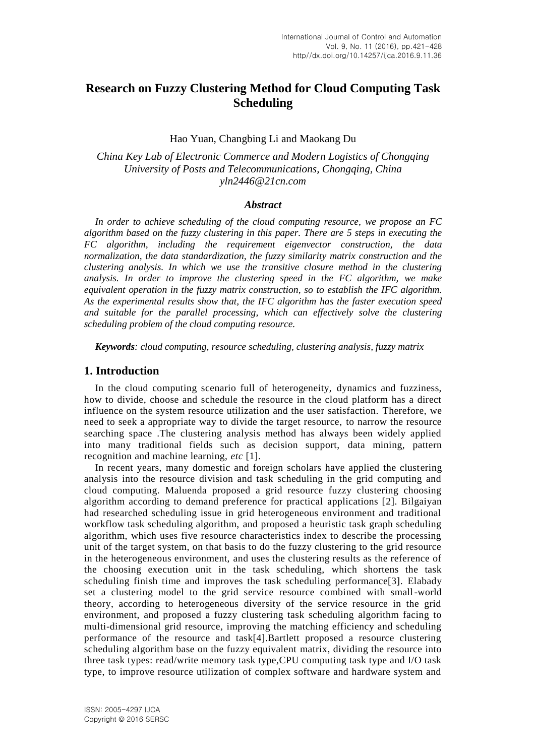# Research on Fuzzy Clustering Method for Cloud Computing Task Scheduling

Hao Yuan, Changbing Li and Maokang Du

*China Key Lab of Electronic Commerce and Modern Logistics of Chongqing University of Posts and Telecommunications, Chongqing, China*
*yln2446@21cn.com*

### *Abstract*

*In order to achieve scheduling of the cloud computing resource, we propose an FC algorithm based on the fuzzy clustering in this paper. There are 5 steps in executing the FC algorithm, including the requirement eigenvector construction, the data normalization, the data standardization, the fuzzy similarity matrix construction and the clustering analysis. In which we use the transitive closure method in the clustering analysis. In order to improve the clustering speed in the FC algorithm, we make equivalent operation in the fuzzy matrix construction, so to establish the IFC algorithm. As the experimental results show that, the IFC algorithm has the faster execution speed and suitable for the parallel processing, which can effectively solve the clustering scheduling problem of the cloud computing resource.*

***Keywords**: cloud computing, resource scheduling, clustering analysis, fuzzy matrix*

## 1. Introduction

In the cloud computing scenario full of heterogeneity, dynamics and fuzziness, how to divide, choose and schedule the resource in the cloud platform has a direct influence on the system resource utilization and the user satisfaction. Therefore, we need to seek a appropriate way to divide the target resource, to narrow the resource searching space .The clustering analysis method has always been widely applied into many traditional fields such as decision support, data mining, pattern recognition and machine learning, *etc* [1].

In recent years, many domestic and foreign scholars have applied the clustering analysis into the resource division and task scheduling in the grid computing and cloud computing. Maluenda proposed a grid resource fuzzy clustering choosing algorithm according to demand preference for practical applications [2]. Bilgaiyan had researched scheduling issue in grid heterogeneous environment and traditional workflow task scheduling algorithm, and proposed a heuristic task graph scheduling algorithm, which uses five resource characteristics index to describe the processing unit of the target system, on that basis to do the fuzzy clustering to the grid resource in the heterogeneous environment, and uses the clustering results as the reference of the choosing execution unit in the task scheduling, which shortens the task scheduling finish time and improves the task scheduling performance[3]. Elabady set a clustering model to the grid service resource combined with small-world theory, according to heterogeneous diversity of the service resource in the grid environment, and proposed a fuzzy clustering task scheduling algorithm facing to multi-dimensional grid resource, improving the matching efficiency and scheduling performance of the resource and task[4].Bartlett proposed a resource clustering scheduling algorithm base on the fuzzy equivalent matrix, dividing the resource into three task types: read/write memory task type,CPU computing task type and I/O task type, to improve resource utilization of complex software and hardware system and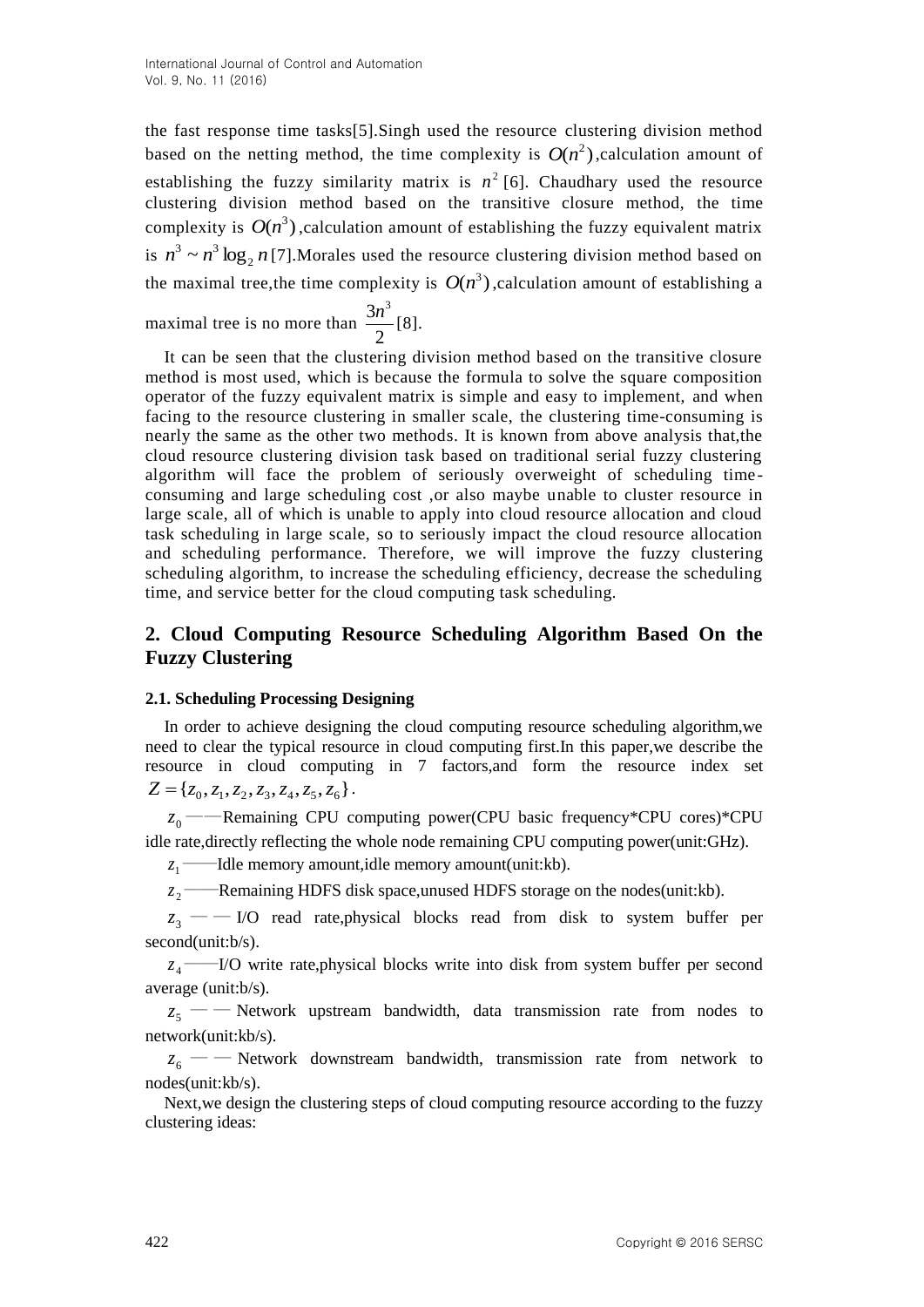the fast response time tasks[5].Singh used the resource clustering division method based on the netting method, the time complexity is $O(n^2)$,calculation amount of establishing the fuzzy similarity matrix is $n^2$ [6]. Chaudhary used the resource clustering division method based on the transitive closure method, the time complexity is $O(n^3)$,calculation amount of establishing the fuzzy equivalent matrix is $n^3 \sim n^3 \log_2 n$ [7].Morales used the resource clustering division method based on the maximal tree,the time complexity is $O(n^3)$,calculation amount of establishing a maximal tree is no more than $\frac{3n^3}{2}$ [8].

It can be seen that the clustering division method based on the transitive closure method is most used, which is because the formula to solve the square composition operator of the fuzzy equivalent matrix is simple and easy to implement, and when facing to the resource clustering in smaller scale, the clustering time-consuming is nearly the same as the other two methods. It is known from above analysis that,the cloud resource clustering division task based on traditional serial fuzzy clustering algorithm will face the problem of seriously overweight of scheduling time-consuming and large scheduling cost ,or also maybe unable to cluster resource in large scale, all of which is unable to apply into cloud resource allocation and cloud task scheduling in large scale, so to seriously impact the cloud resource allocation and scheduling performance. Therefore, we will improve the fuzzy clustering scheduling algorithm, to increase the scheduling efficiency, decrease the scheduling time, and service better for the cloud computing task scheduling.

## 2. Cloud Computing Resource Scheduling Algorithm Based On the Fuzzy Clustering

### 2.1. Scheduling Processing Designing

In order to achieve designing the cloud computing resource scheduling algorithm,we need to clear the typical resource in cloud computing first.In this paper,we describe the resource in cloud computing in 7 factors,and form the resource index set $Z = \{z_0, z_1, z_2, z_3, z_4, z_5, z_6\}$.

$z_0$ ——Remaining CPU computing power(CPU basic frequency*CPU cores)*CPU idle rate,directly reflecting the whole node remaining CPU computing power(unit:GHz).

$z_1$ ——Idle memory amount,idle memory amount(unit:kb).

$z_2$ ——Remaining HDFS disk space,unused HDFS storage on the nodes(unit:kb).

$z_3$ —— I/O read rate,physical blocks read from disk to system buffer per second(unit:b/s).

$z_4$ ——I/O write rate,physical blocks write into disk from system buffer per second average (unit:b/s).

$z_5$ —— Network upstream bandwidth, data transmission rate from nodes to network(unit:kb/s).

$z_6$ —— Network downstream bandwidth, transmission rate from network to nodes(unit:kb/s).

Next,we design the clustering steps of cloud computing resource according to the fuzzy clustering ideas: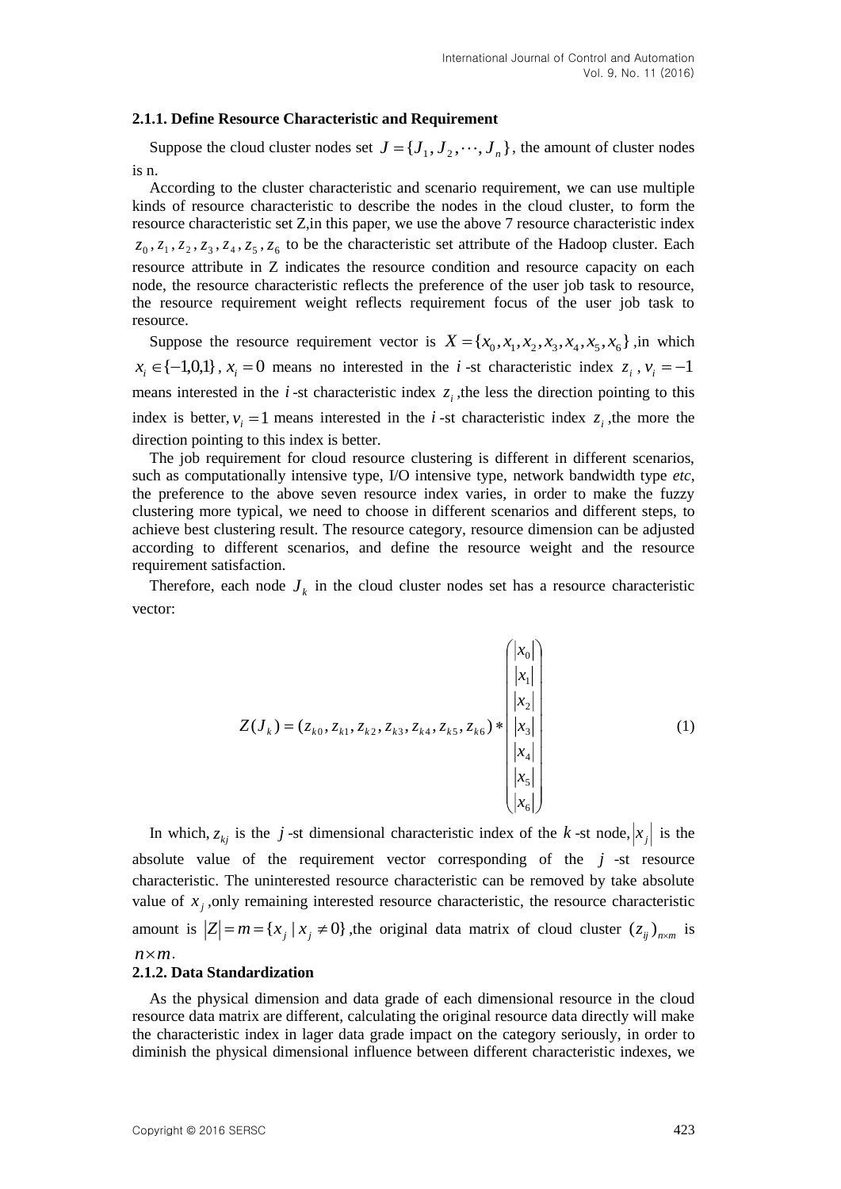#### 2.1.1. Define Resource Characteristic and Requirement

Suppose the cloud cluster nodes set $J = \{J_1, J_2, \cdots, J_n\}$, the amount of cluster nodes is n.

According to the cluster characteristic and scenario requirement, we can use multiple kinds of resource characteristic to describe the nodes in the cloud cluster, to form the resource characteristic set Z,in this paper, we use the above 7 resource characteristic index $z_0, z_1, z_2, z_3, z_4, z_5, z_6$ to be the characteristic set attribute of the Hadoop cluster. Each resource attribute in Z indicates the resource condition and resource capacity on each node, the resource characteristic reflects the preference of the user job task to resource, the resource requirement weight reflects requirement focus of the user job task to resource.

Suppose the resource requirement vector is $X = \{x_0, x_1, x_2, x_3, x_4, x_5, x_6\}$ ,in which $x_i \in \{-1,0,1\}$ , $x_i = 0$ means no interested in the $i$ -st characteristic index $z_i$ , $v_i = -1$ means interested in the $i$ -st characteristic index $z_i$ ,the less the direction pointing to this index is better, $v_i = 1$ means interested in the $i$ -st characteristic index $z_i$ ,the more the direction pointing to this index is better.

The job requirement for cloud resource clustering is different in different scenarios, such as computationally intensive type, I/O intensive type, network bandwidth type *etc*, the preference to the above seven resource index varies, in order to make the fuzzy clustering more typical, we need to choose in different scenarios and different steps, to achieve best clustering result. The resource category, resource dimension can be adjusted according to different scenarios, and define the resource weight and the resource requirement satisfaction.

Therefore, each node $J_k$ in the cloud cluster nodes set has a resource characteristic vector:

$$Z(J_k) = (z_{k0}, z_{k1}, z_{k2}, z_{k3}, z_{k4}, z_{k5}, z_{k6}) * \begin{pmatrix} |x_0| \\ |x_1| \\ |x_2| \\ |x_3| \\ |x_4| \\ |x_5| \\ |x_6| \end{pmatrix} \tag{1}$$

In which, $z_{kj}$ is the $j$ -st dimensional characteristic index of the $k$ -st node, $|x_j|$ is the absolute value of the requirement vector corresponding of the $j$ -st resource characteristic. The uninterested resource characteristic can be removed by take absolute value of $x_j$ ,only remaining interested resource characteristic, the resource characteristic amount is $|Z| = m = \{x_j \mid x_j \neq 0\}$ ,the original data matrix of cloud cluster $(z_{ij})_{n \times m}$ is $n \times m$.

#### 2.1.2. Data Standardization

As the physical dimension and data grade of each dimensional resource in the cloud resource data matrix are different, calculating the original resource data directly will make the characteristic index in lager data grade impact on the category seriously, in order to diminish the physical dimensional influence between different characteristic indexes, we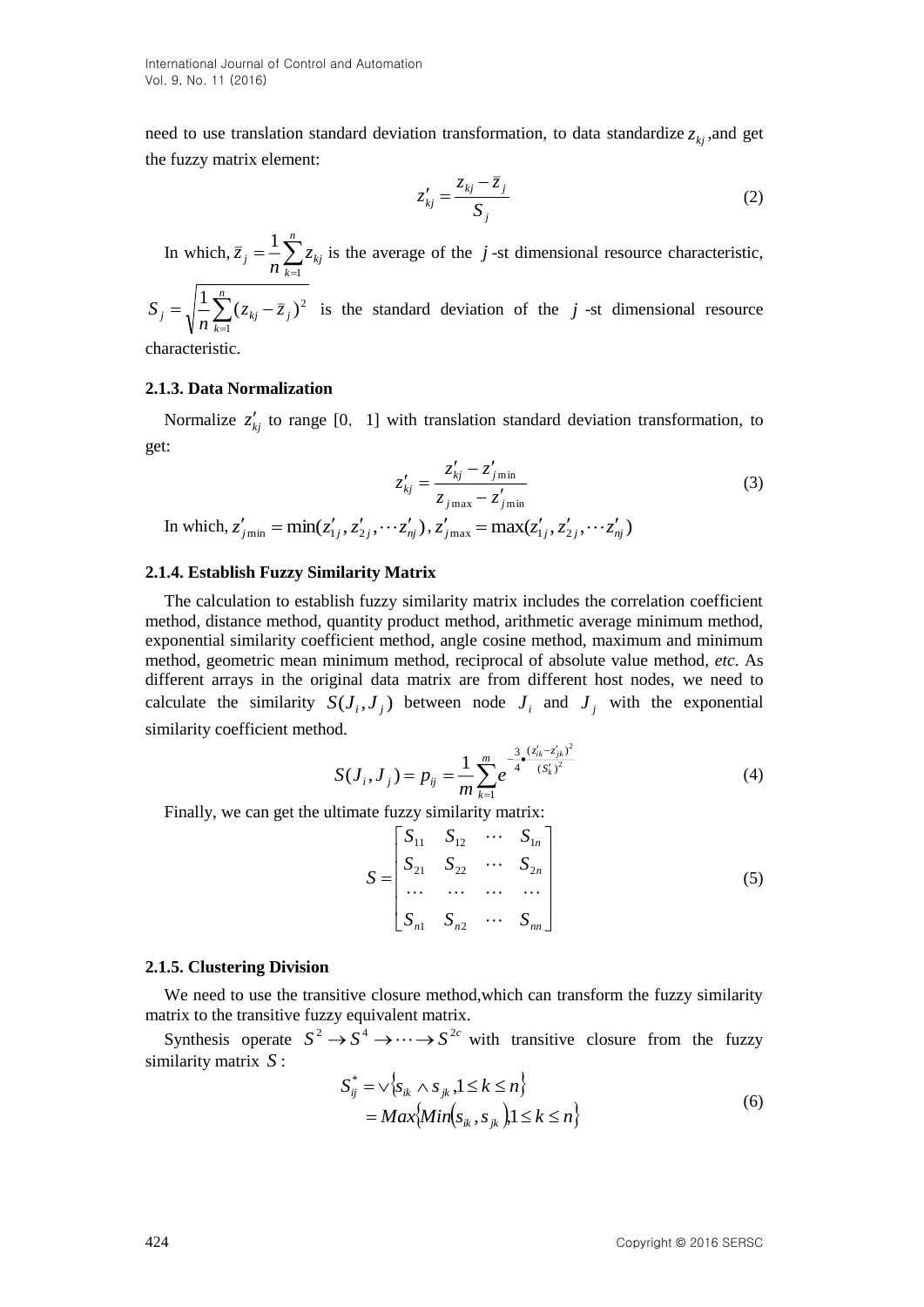need to use translation standard deviation transformation, to data standardize $z_{kj}$ ,and get the fuzzy matrix element:

$$z'_{kj} = \frac{z_{kj} - \bar{z}_j}{S_j} \tag{2}$$

In which, $\bar{z}_j = \frac{1}{n}\sum_{k=1}^{n} z_{kj}$ is the average of the $j$ -st dimensional resource characteristic, $S_j = \sqrt{\frac{1}{n}\sum_{k=1}^{n}(z_{kj} - \bar{z}_j)^2}$ is the standard deviation of the $j$ -st dimensional resource characteristic.

#### 2.1.3. Data Normalization

Normalize $z'_{kj}$ to range [0, 1] with translation standard deviation transformation, to get:

$$z'_{kj} = \frac{z'_{kj} - z'_{j\min}}{z_{j\max} - z'_{j\min}} \tag{3}$$

In which, $z'_{j\min} = \min(z'_{1j}, z'_{2j}, \cdots z'_{nj})$ , $z'_{j\max} = \max(z'_{1j}, z'_{2j}, \cdots z'_{nj})$

#### 2.1.4. Establish Fuzzy Similarity Matrix

The calculation to establish fuzzy similarity matrix includes the correlation coefficient method, distance method, quantity product method, arithmetic average minimum method, exponential similarity coefficient method, angle cosine method, maximum and minimum method, geometric mean minimum method, reciprocal of absolute value method, *etc*. As different arrays in the original data matrix are from different host nodes, we need to calculate the similarity $S(J_i, J_j)$ between node $J_i$ and $J_j$ with the exponential similarity coefficient method.

$$S(J_i, J_j) = p_{ij} = \frac{1}{m}\sum_{k=1}^{m} e^{-\frac{3}{4}\bullet\frac{(z'_{ik}-z'_{jk})^2}{(S'_k)^2}} \tag{4}$$

Finally, we can get the ultimate fuzzy similarity matrix:

$$S = \begin{bmatrix} S_{11} & S_{12} & \cdots & S_{1n} \\ S_{21} & S_{22} & \cdots & S_{2n} \\ \cdots & \cdots & \cdots & \cdots \\ S_{n1} & S_{n2} & \cdots & S_{nn} \end{bmatrix} \tag{5}$$

#### 2.1.5. Clustering Division

We need to use the transitive closure method,which can transform the fuzzy similarity matrix to the transitive fuzzy equivalent matrix.

Synthesis operate $S^2 \to S^4 \to \cdots \to S^{2c}$ with transitive closure from the fuzzy similarity matrix $S$ :

$$\begin{aligned} S^*_{ij} &= \vee\{s_{ik} \wedge s_{jk}, 1 \le k \le n\} \\ &= Max\{Min(s_{ik}, s_{jk}), 1 \le k \le n\} \end{aligned} \tag{6}$$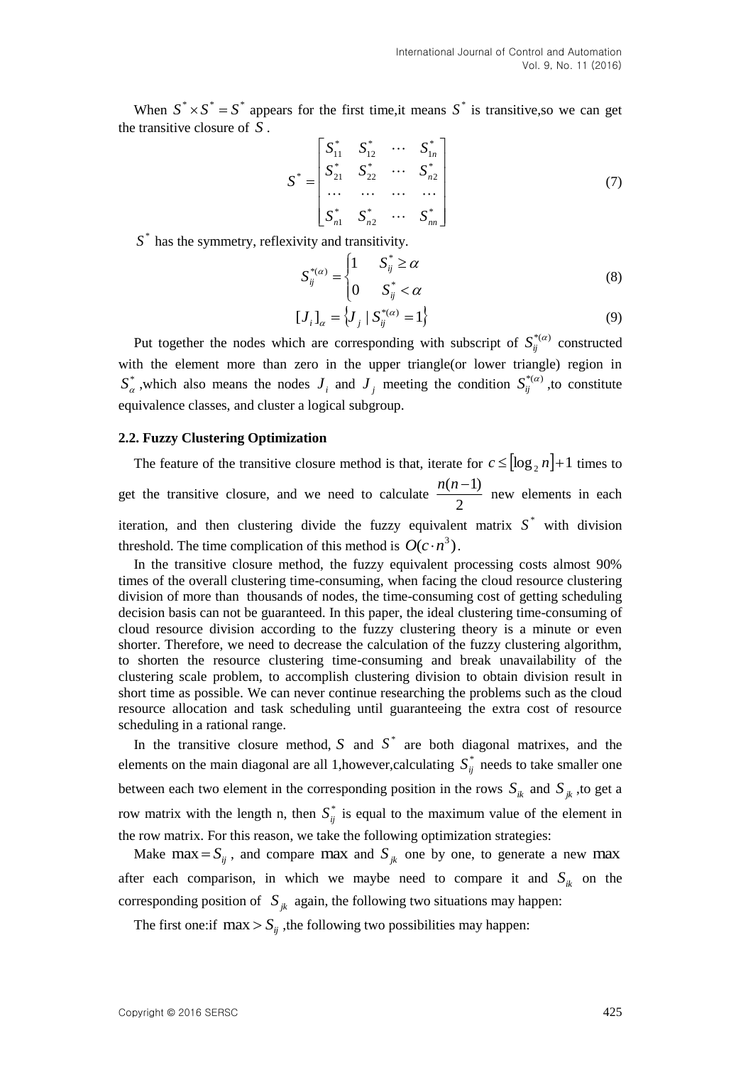When $S^* \times S^* = S^*$ appears for the first time,it means $S^*$ is transitive,so we can get the transitive closure of $S$ .

$$S^* = \begin{bmatrix} S_{11}^* & S_{12}^* & \cdots & S_{1n}^* \\ S_{21}^* & S_{22}^* & \cdots & S_{n2}^* \\ \cdots & \cdots & \cdots & \cdots \\ S_{n1}^* & S_{n2}^* & \cdots & S_{nn}^* \end{bmatrix} \tag{7}$$

$S^*$ has the symmetry, reflexivity and transitivity.

$$S_{ij}^{*(\alpha)} = \begin{cases} 1 & S_{ij}^* \geq \alpha \\ 0 & S_{ij}^* < \alpha \end{cases} \tag{8}$$

$$[J_i]_\alpha = \{J_j \mid S_{ij}^{*(\alpha)} = 1\} \tag{9}$$

Put together the nodes which are corresponding with subscript of $S_{ij}^{*(\alpha)}$ constructed with the element more than zero in the upper triangle(or lower triangle) region in $S_\alpha^*$ ,which also means the nodes $J_i$ and $J_j$ meeting the condition $S_{ij}^{*(\alpha)}$ ,to constitute equivalence classes, and cluster a logical subgroup.

### 2.2. Fuzzy Clustering Optimization

The feature of the transitive closure method is that, iterate for $c \leq [\log_2 n] + 1$ times to get the transitive closure, and we need to calculate $\frac{n(n-1)}{2}$ new elements in each iteration, and then clustering divide the fuzzy equivalent matrix $S^*$ with division threshold. The time complication of this method is $O(c \cdot n^3)$.

In the transitive closure method, the fuzzy equivalent processing costs almost 90% times of the overall clustering time-consuming, when facing the cloud resource clustering division of more than thousands of nodes, the time-consuming cost of getting scheduling decision basis can not be guaranteed. In this paper, the ideal clustering time-consuming of cloud resource division according to the fuzzy clustering theory is a minute or even shorter. Therefore, we need to decrease the calculation of the fuzzy clustering algorithm, to shorten the resource clustering time-consuming and break unavailability of the clustering scale problem, to accomplish clustering division to obtain division result in short time as possible. We can never continue researching the problems such as the cloud resource allocation and task scheduling until guaranteeing the extra cost of resource scheduling in a rational range.

In the transitive closure method, $S$ and $S^*$ are both diagonal matrixes, and the elements on the main diagonal are all 1,however,calculating $S_{ij}^*$ needs to take smaller one between each two element in the corresponding position in the rows $S_{ik}$ and $S_{jk}$ ,to get a row matrix with the length n, then $S_{ij}^*$ is equal to the maximum value of the element in the row matrix. For this reason, we take the following optimization strategies:

Make $\max = S_{ij}$ , and compare $\max$ and $S_{jk}$ one by one, to generate a new $\max$ after each comparison, in which we maybe need to compare it and $S_{ik}$ on the corresponding position of $S_{jk}$ again, the following two situations may happen:

The first one:if $\max > S_{ij}$ ,the following two possibilities may happen: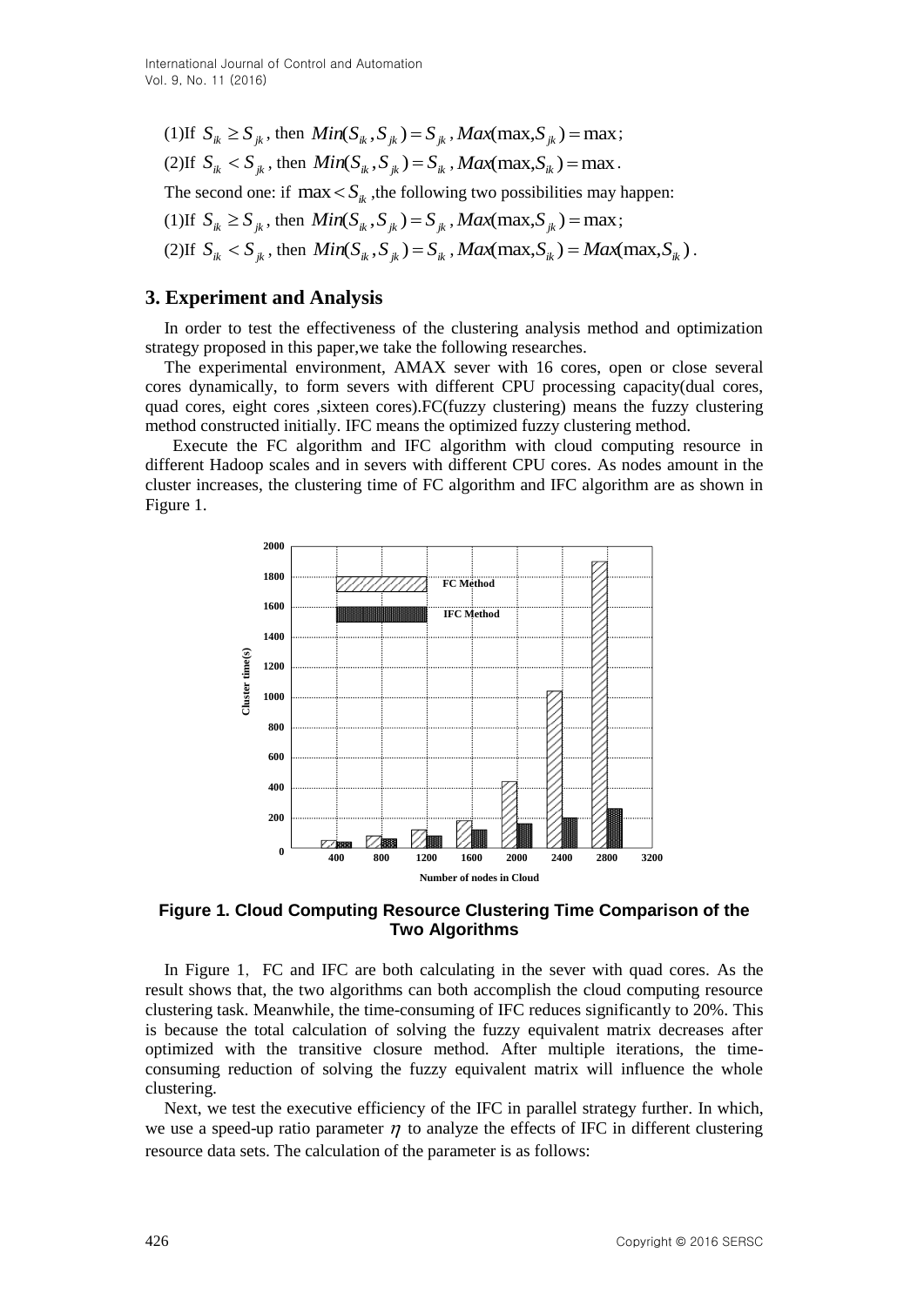(1)If $S_{ik} \geq S_{jk}$, then $Min(S_{ik}, S_{jk}) = S_{jk}$, $Max(\max, S_{jk}) = \max$;

(2)If $S_{ik} < S_{jk}$, then $Min(S_{ik}, S_{jk}) = S_{ik}$, $Max(\max, S_{ik}) = \max$.

The second one: if $\max < S_{ik}$, the following two possibilities may happen:

(1)If $S_{ik} \geq S_{jk}$, then $Min(S_{ik}, S_{jk}) = S_{jk}$, $Max(\max, S_{jk}) = \max$;

(2)If $S_{ik} < S_{jk}$, then $Min(S_{ik}, S_{jk}) = S_{ik}$, $Max(\max, S_{ik}) = Max(\max, S_{ik})$.

## 3. Experiment and Analysis

In order to test the effectiveness of the clustering analysis method and optimization strategy proposed in this paper,we take the following researches.

The experimental environment, AMAX sever with 16 cores, open or close several cores dynamically, to form severs with different CPU processing capacity(dual cores, quad cores, eight cores ,sixteen cores).FC(fuzzy clustering) means the fuzzy clustering method constructed initially. IFC means the optimized fuzzy clustering method.

Execute the FC algorithm and IFC algorithm with cloud computing resource in different Hadoop scales and in severs with different CPU cores. As nodes amount in the cluster increases, the clustering time of FC algorithm and IFC algorithm are as shown in Figure 1.

**Figure 1. Cloud Computing Resource Clustering Time Comparison of the Two Algorithms**

In Figure 1, FC and IFC are both calculating in the sever with quad cores. As the result shows that, the two algorithms can both accomplish the cloud computing resource clustering task. Meanwhile, the time-consuming of IFC reduces significantly to 20%. This is because the total calculation of solving the fuzzy equivalent matrix decreases after optimized with the transitive closure method. After multiple iterations, the time-consuming reduction of solving the fuzzy equivalent matrix will influence the whole clustering.

Next, we test the executive efficiency of the IFC in parallel strategy further. In which, we use a speed-up ratio parameter $\eta$ to analyze the effects of IFC in different clustering resource data sets. The calculation of the parameter is as follows: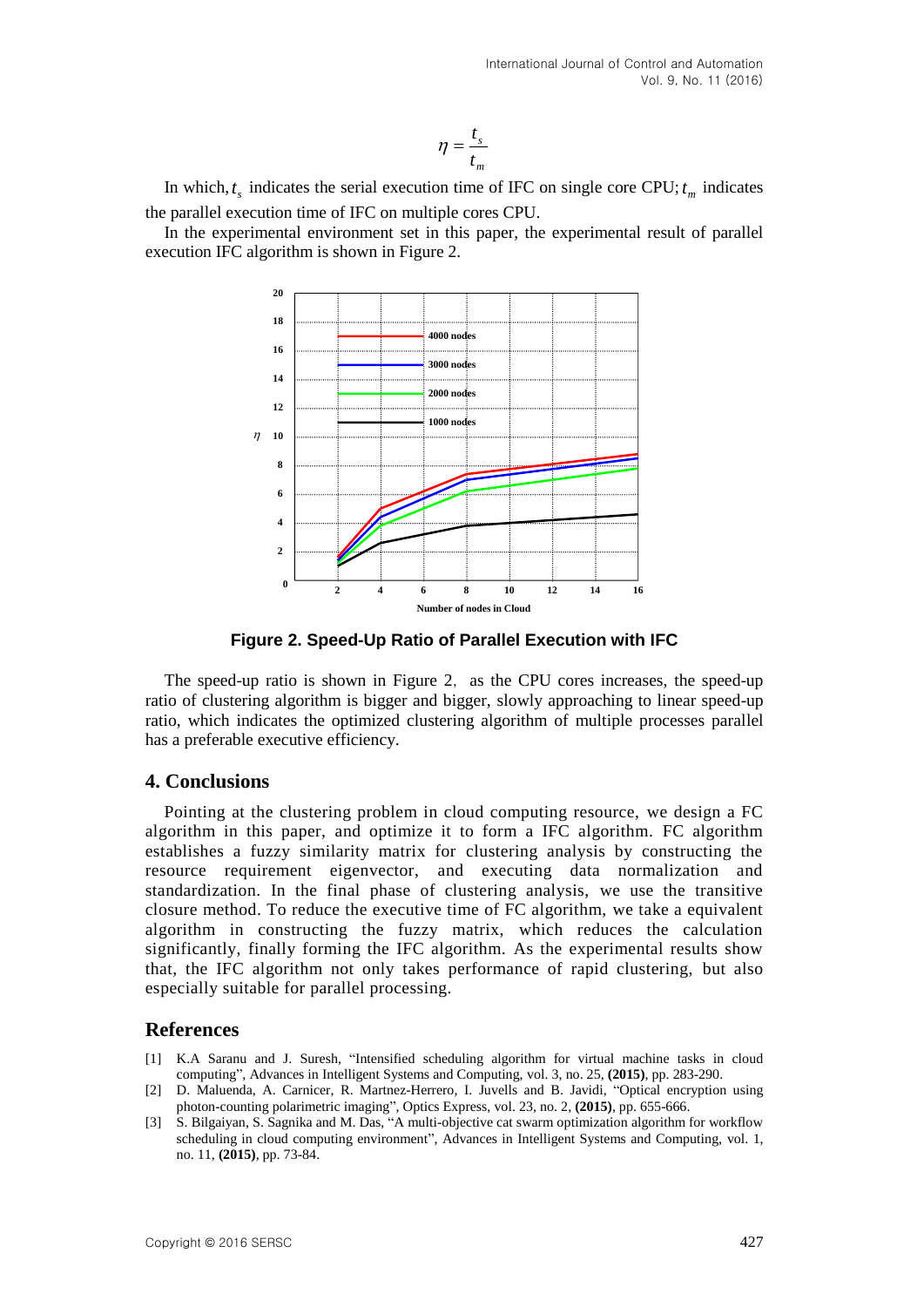$$\eta = \frac{t_s}{t_m}$$

In which, $t_s$ indicates the serial execution time of IFC on single core CPU; $t_m$ indicates the parallel execution time of IFC on multiple cores CPU.

In the experimental environment set in this paper, the experimental result of parallel execution IFC algorithm is shown in Figure 2.

**Figure 2. Speed-Up Ratio of Parallel Execution with IFC**

The speed-up ratio is shown in Figure 2, as the CPU cores increases, the speed-up ratio of clustering algorithm is bigger and bigger, slowly approaching to linear speed-up ratio, which indicates the optimized clustering algorithm of multiple processes parallel has a preferable executive efficiency.

## 4. Conclusions

Pointing at the clustering problem in cloud computing resource, we design a FC algorithm in this paper, and optimize it to form a IFC algorithm. FC algorithm establishes a fuzzy similarity matrix for clustering analysis by constructing the resource requirement eigenvector, and executing data normalization and standardization. In the final phase of clustering analysis, we use the transitive closure method. To reduce the executive time of FC algorithm, we take a equivalent algorithm in constructing the fuzzy matrix, which reduces the calculation significantly, finally forming the IFC algorithm. As the experimental results show that, the IFC algorithm not only takes performance of rapid clustering, but also especially suitable for parallel processing.

## References

[1] K.A Saranu and J. Suresh, "Intensified scheduling algorithm for virtual machine tasks in cloud computing", Advances in Intelligent Systems and Computing, vol. 3, no. 25, **(2015)**, pp. 283-290.

[2] D. Maluenda, A. Carnicer, R. Martnez-Herrero, I. Juvells and B. Javidi, "Optical encryption using photon-counting polarimetric imaging", Optics Express, vol. 23, no. 2, **(2015)**, pp. 655-666.

[3] S. Bilgaiyan, S. Sagnika and M. Das, "A multi-objective cat swarm optimization algorithm for workflow scheduling in cloud computing environment", Advances in Intelligent Systems and Computing, vol. 1, no. 11, **(2015)**, pp. 73-84.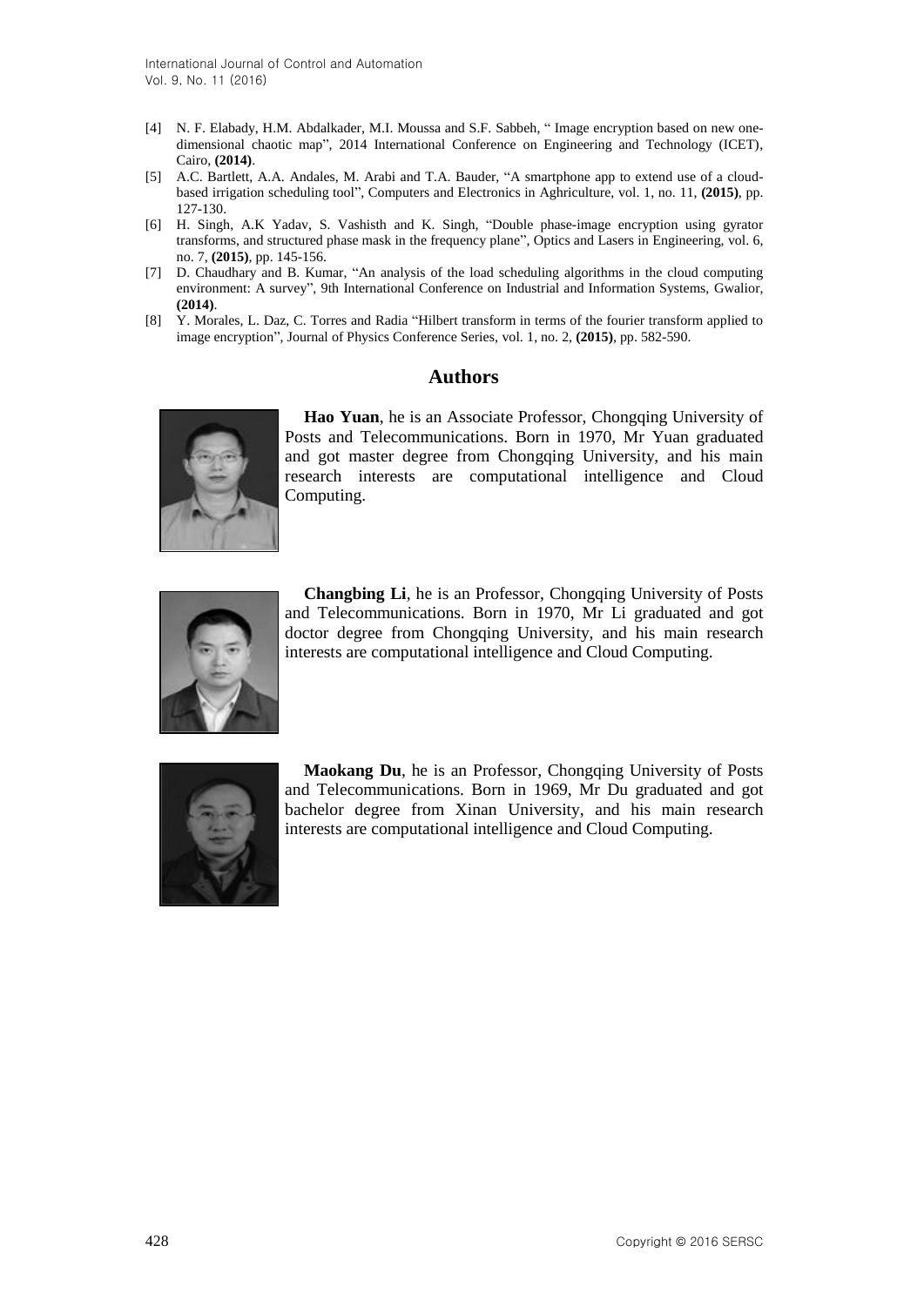[4] N. F. Elabady, H.M. Abdalkader, M.I. Moussa and S.F. Sabbeh, " Image encryption based on new one-dimensional chaotic map", 2014 International Conference on Engineering and Technology (ICET), Cairo, **(2014)**.

[5] A.C. Bartlett, A.A. Andales, M. Arabi and T.A. Bauder, "A smartphone app to extend use of a cloud-based irrigation scheduling tool", Computers and Electronics in Aghriculture, vol. 1, no. 11, **(2015)**, pp. 127-130.

[6] H. Singh, A.K Yadav, S. Vashisth and K. Singh, "Double phase-image encryption using gyrator transforms, and structured phase mask in the frequency plane", Optics and Lasers in Engineering, vol. 6, no. 7, **(2015)**, pp. 145-156.

[7] D. Chaudhary and B. Kumar, "An analysis of the load scheduling algorithms in the cloud computing environment: A survey", 9th International Conference on Industrial and Information Systems, Gwalior, **(2014)**.

[8] Y. Morales, L. Daz, C. Torres and Radia "Hilbert transform in terms of the fourier transform applied to image encryption", Journal of Physics Conference Series, vol. 1, no. 2, **(2015)**, pp. 582-590.

## Authors

**Hao Yuan**, he is an Associate Professor, Chongqing University of Posts and Telecommunications. Born in 1970, Mr Yuan graduated and got master degree from Chongqing University, and his main research interests are computational intelligence and Cloud Computing.

**Changbing Li**, he is an Professor, Chongqing University of Posts and Telecommunications. Born in 1970, Mr Li graduated and got doctor degree from Chongqing University, and his main research interests are computational intelligence and Cloud Computing.

**Maokang Du**, he is an Professor, Chongqing University of Posts and Telecommunications. Born in 1969, Mr Du graduated and got bachelor degree from Xinan University, and his main research interests are computational intelligence and Cloud Computing.